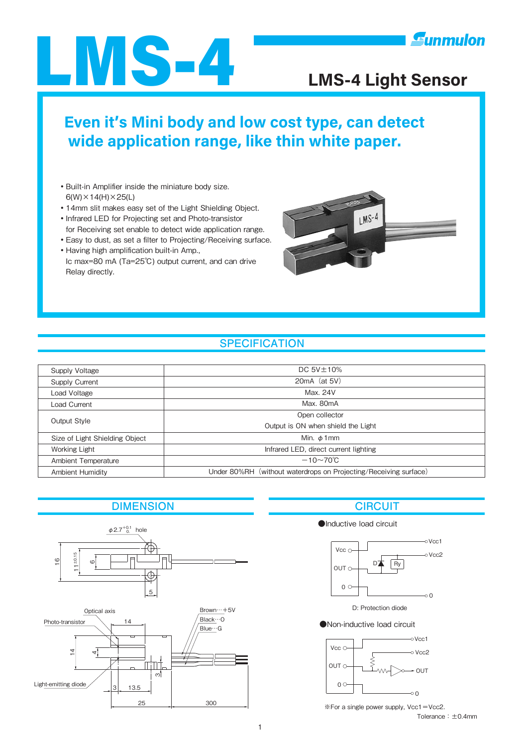# LMS-4

Sunmulon

## LMS-4 Light Sensor

## Even it's Mini body and low cost type, can detect wide application range, like thin white paper.

- Built-in Amplifier inside the miniature body size. 6(W)×14(H)×25(L)
- 14mm slit makes easy set of the Light Shielding Object.
- Infrared LED for Projecting set and Photo-transistor for Receiving set enable to detect wide application range.
- Easy to dust, as set a filter to Projecting/Receiving surface.
- Having high amplification built-in Amp., Ic max=80 mA (Ta=25℃) output current, and can drive Relay directly.

## SPECIFICATION

| | |
|---|---|
| Supply Voltage | DC 5V±10% |
| Supply Current | 20mA（at 5V） |
| Load Voltage | Max. 24V |
| Load Current | Max. 80mA |
| Output Style | Open collector<br>Output is ON when shield the Light |
| Size of Light Shielding Object | Min. φ1mm |
| Working Light | Infrared LED, direct current lighting |
| Ambient Temperature | −10～70℃ |
| Ambient Humidity | Under 80%RH（without waterdrops on Projecting/Receiving surface） |

## DIMENSION

φ2.7 $^{+0.1}_{0}$ hole

16, 11±0.15, 6, 5

Optical axis, Photo-transistor, Light-emitting diode, 14, 14, 4, 3, 3, 13.5, 25, 300

Brown…+5V
Black…O
Blue…G

## CIRCUIT

●Inductive load circuit

Vcc, OUT, 0, Vcc1, Vcc2, D, Ry, 0

D: Protection diode

●Non-inductive load circuit

Vcc, OUT, 0, Vcc1, Vcc2, OUT, 0

※For a single power supply, Vcc1＝Vcc2.

Tolerance：±0.4mm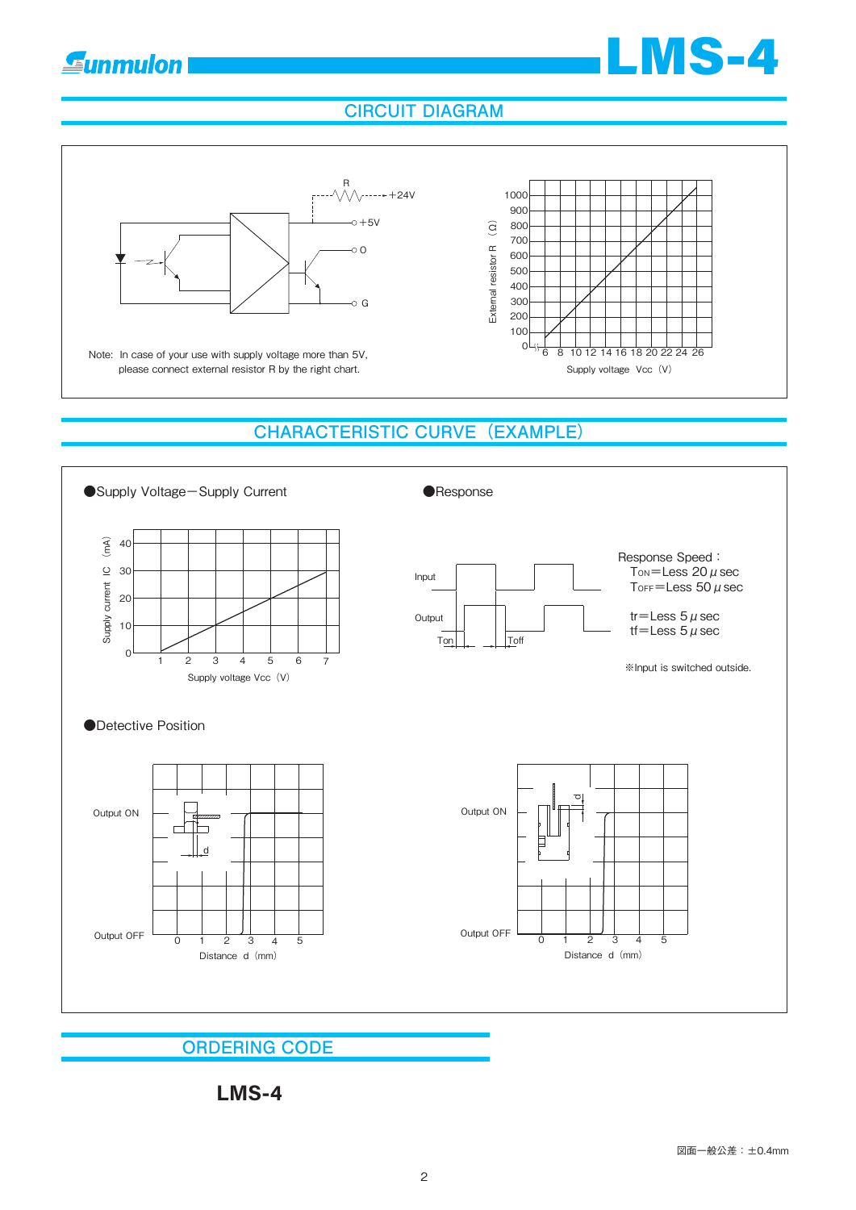## CIRCUIT DIAGRAM

R

+24V

+5V

O

G

Note: In case of your use with supply voltage more than 5V, please connect external resistor R by the right chart.

External resistor R (Ω)

1000
900
800
700
600
500
400
300
200
100
0

6 8 10 12 14 16 18 20 22 24 26

Supply voltage Vcc (V)

## CHARACTERISTIC CURVE (EXAMPLE)

●Supply Voltage－Supply Current

Supply current IC (mA)

40
30
20
10
0

1 2 3 4 5 6 7

Supply voltage Vcc (V)

●Response

Input

Output

Ton

Toff

Response Speed：
$T_{ON}$＝Less 20 μ sec
$T_{OFF}$＝Less 50 μ sec

tr＝Less 5 μ sec
tf＝Less 5 μ sec

※Input is switched outside.

●Detective Position

Output ON

d

Output OFF

0 1 2 3 4 5

Distance d (mm)

Output ON

d

Output OFF

0 1 2 3 4 5

Distance d (mm)

## ORDERING CODE

**LMS-4**

図面一般公差：±0.4mm